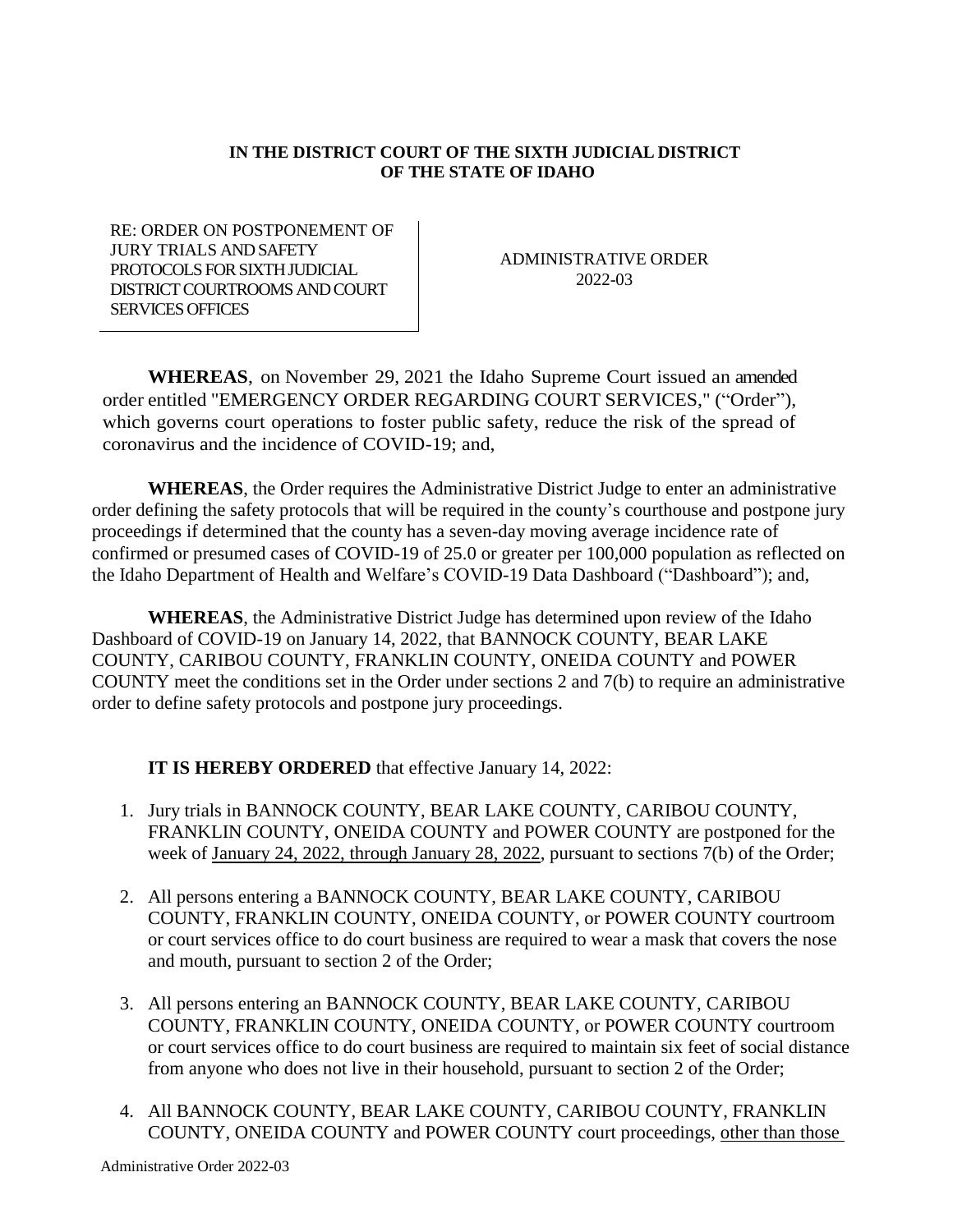**IN THE DISTRICT COURT OF THE SIXTH JUDICIAL DISTRICT OF THE STATE OF IDAHO**

| RE: ORDER ON POSTPONEMENT OF JURY TRIALS AND SAFETY PROTOCOLS FOR SIXTH JUDICIAL DISTRICT COURTROOMS AND COURT SERVICES OFFICES | ADMINISTRATIVE ORDER 2022-03 |
|---|---|

**WHEREAS**, on November 29, 2021 the Idaho Supreme Court issued an amended order entitled "EMERGENCY ORDER REGARDING COURT SERVICES," ("Order"), which governs court operations to foster public safety, reduce the risk of the spread of coronavirus and the incidence of COVID-19; and,

**WHEREAS**, the Order requires the Administrative District Judge to enter an administrative order defining the safety protocols that will be required in the county's courthouse and postpone jury proceedings if determined that the county has a seven-day moving average incidence rate of confirmed or presumed cases of COVID-19 of 25.0 or greater per 100,000 population as reflected on the Idaho Department of Health and Welfare's COVID-19 Data Dashboard ("Dashboard"); and,

**WHEREAS**, the Administrative District Judge has determined upon review of the Idaho Dashboard of COVID-19 on January 14, 2022, that BANNOCK COUNTY, BEAR LAKE COUNTY, CARIBOU COUNTY, FRANKLIN COUNTY, ONEIDA COUNTY and POWER COUNTY meet the conditions set in the Order under sections 2 and 7(b) to require an administrative order to define safety protocols and postpone jury proceedings.

**IT IS HEREBY ORDERED** that effective January 14, 2022:

1. Jury trials in BANNOCK COUNTY, BEAR LAKE COUNTY, CARIBOU COUNTY, FRANKLIN COUNTY, ONEIDA COUNTY and POWER COUNTY are postponed for the week of <u>January 24, 2022, through January 28, 2022</u>, pursuant to sections 7(b) of the Order;
2. All persons entering a BANNOCK COUNTY, BEAR LAKE COUNTY, CARIBOU COUNTY, FRANKLIN COUNTY, ONEIDA COUNTY, or POWER COUNTY courtroom or court services office to do court business are required to wear a mask that covers the nose and mouth, pursuant to section 2 of the Order;
3. All persons entering an BANNOCK COUNTY, BEAR LAKE COUNTY, CARIBOU COUNTY, FRANKLIN COUNTY, ONEIDA COUNTY, or POWER COUNTY courtroom or court services office to do court business are required to maintain six feet of social distance from anyone who does not live in their household, pursuant to section 2 of the Order;
4. All BANNOCK COUNTY, BEAR LAKE COUNTY, CARIBOU COUNTY, FRANKLIN COUNTY, ONEIDA COUNTY and POWER COUNTY court proceedings, <u>other than those</u>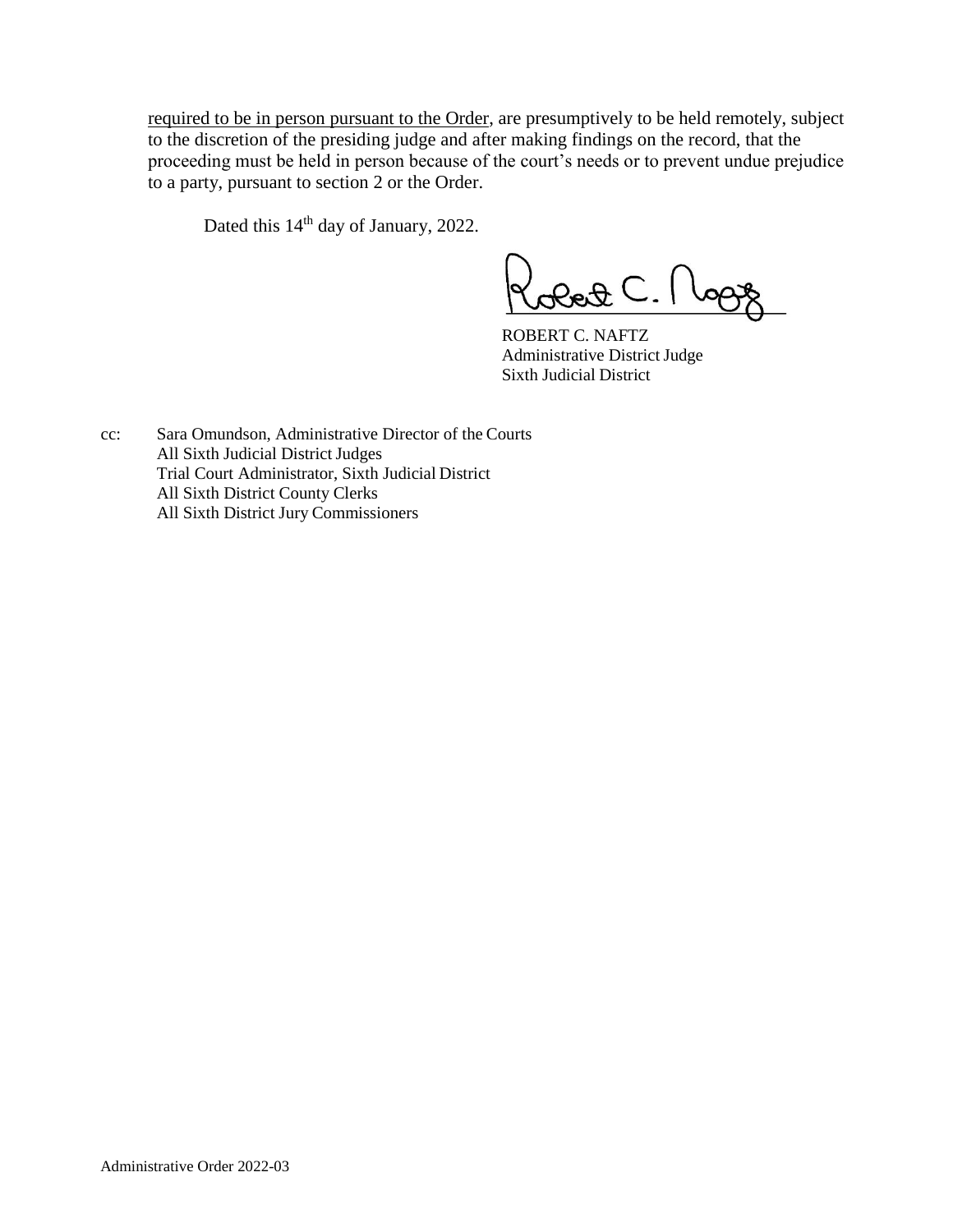required to be in person pursuant to the Order, are presumptively to be held remotely, subject to the discretion of the presiding judge and after making findings on the record, that the proceeding must be held in person because of the court's needs or to prevent undue prejudice to a party, pursuant to section 2 or the Order.

Dated this 14th day of January, 2022.

ROBERT C. NAFTZ
Administrative District Judge
Sixth Judicial District

cc: Sara Omundson, Administrative Director of the Courts
All Sixth Judicial District Judges
Trial Court Administrator, Sixth Judicial District
All Sixth District County Clerks
All Sixth District Jury Commissioners

Administrative Order 2022-03